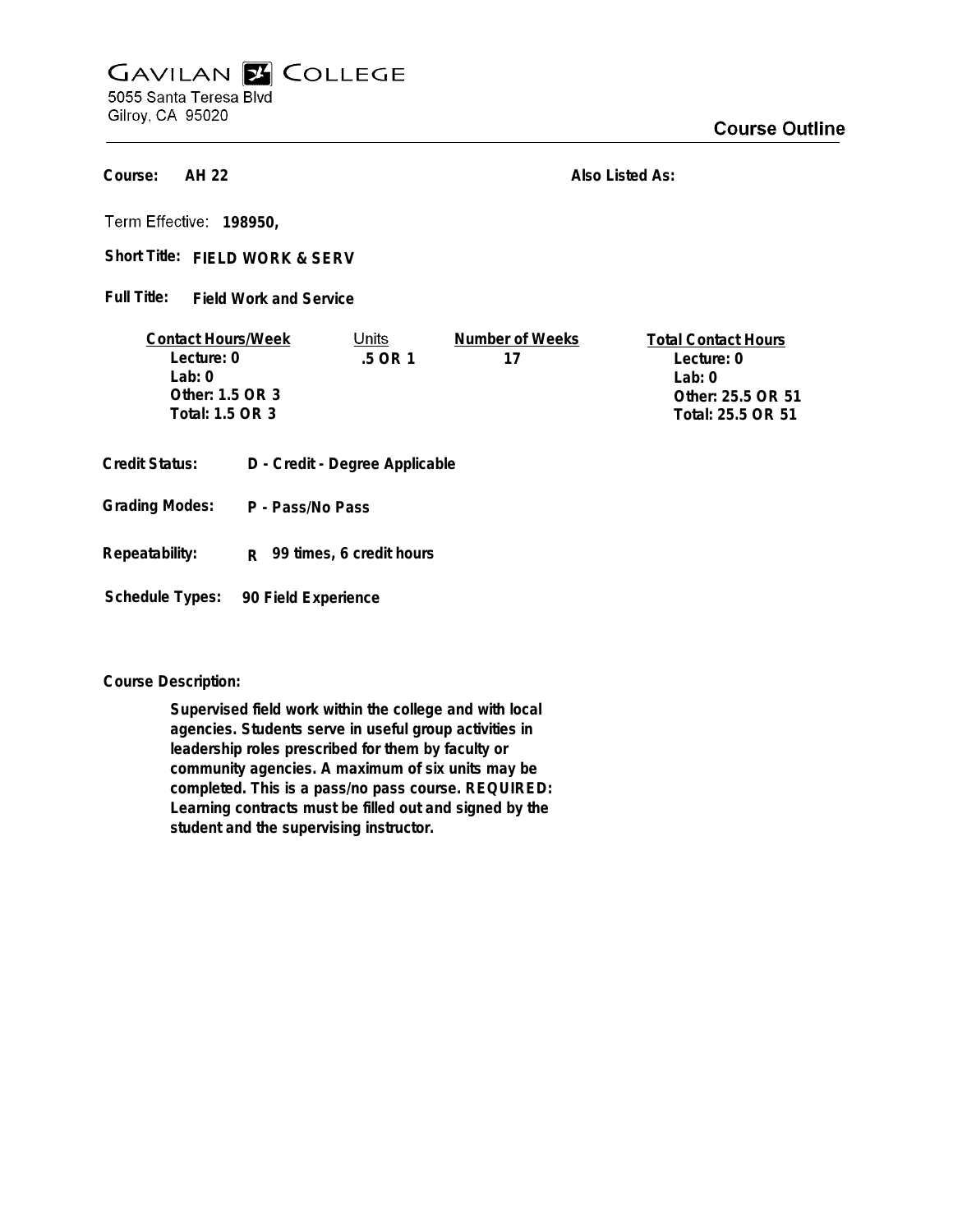# GAVILAN COLLEGE

5055 Santa Teresa Blvd
Gilroy, CA 95020

## Course Outline

**Course:** AH 22

**Also Listed As:**

**Term Effective:** 198950,

**Short Title:** FIELD WORK & SERV

**Full Title:** Field Work and Service

| Contact Hours/Week | Units | Number of Weeks | Total Contact Hours |
|---|---|---|---|
| Lecture: 0 | .5 OR 1 | 17 | Lecture: 0 |
| Lab: 0 | | | Lab: 0 |
| Other: 1.5 OR 3 | | | Other: 25.5 OR 51 |
| Total: 1.5 OR 3 | | | Total: 25.5 OR 51 |

**Credit Status:** D - Credit - Degree Applicable

**Grading Modes:** P - Pass/No Pass

**Repeatability:** R 99 times, 6 credit hours

**Schedule Types:** 90 Field Experience

**Course Description:**

Supervised field work within the college and with local agencies. Students serve in useful group activities in leadership roles prescribed for them by faculty or community agencies. A maximum of six units may be completed. This is a pass/no pass course. REQUIRED: Learning contracts must be filled out and signed by the student and the supervising instructor.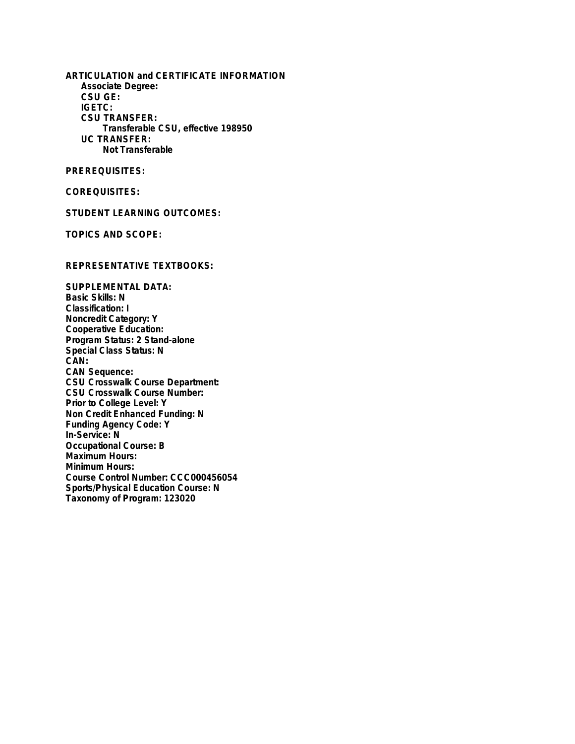**ARTICULATION and CERTIFICATE INFORMATION**

- **Associate Degree:**
- **CSU GE:**
- **IGETC:**
- **CSU TRANSFER:**
  - **Transferable CSU, effective 198950**
- **UC TRANSFER:**
  - **Not Transferable**

**PREREQUISITES:**

**COREQUISITES:**

**STUDENT LEARNING OUTCOMES:**

**TOPICS AND SCOPE:**

**REPRESENTATIVE TEXTBOOKS:**

**SUPPLEMENTAL DATA:**
**Basic Skills: N**
**Classification: I**
**Noncredit Category: Y**
**Cooperative Education:**
**Program Status: 2 Stand-alone**
**Special Class Status: N**
**CAN:**
**CAN Sequence:**
**CSU Crosswalk Course Department:**
**CSU Crosswalk Course Number:**
**Prior to College Level: Y**
**Non Credit Enhanced Funding: N**
**Funding Agency Code: Y**
**In-Service: N**
**Occupational Course: B**
**Maximum Hours:**
**Minimum Hours:**
**Course Control Number: CCC000456054**
**Sports/Physical Education Course: N**
**Taxonomy of Program: 123020**